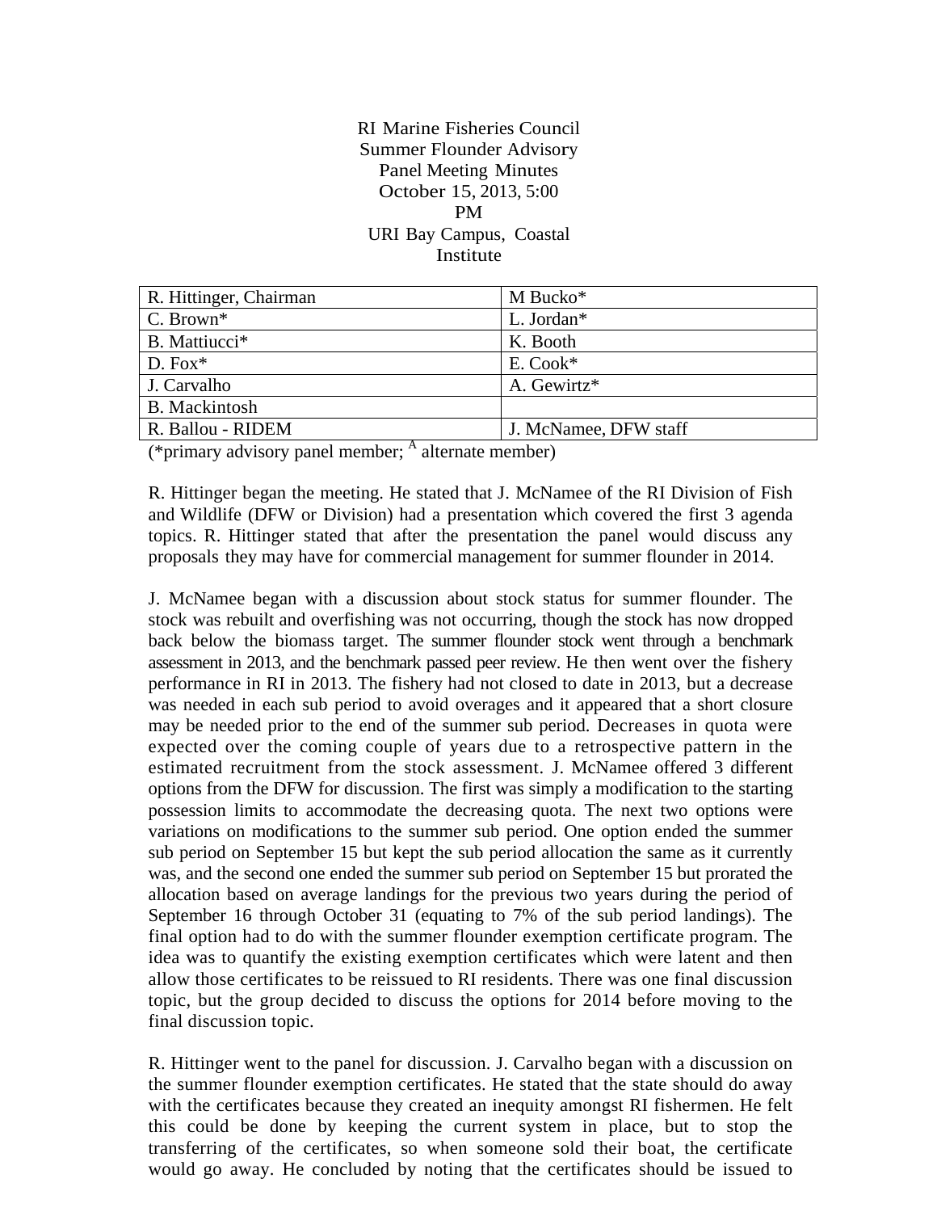RI Marine Fisheries Council
Summer Flounder Advisory
Panel Meeting Minutes
October 15, 2013, 5:00
PM
URI Bay Campus, Coastal
Institute

| | |
|---|---|
| R. Hittinger, Chairman | M Bucko* |
| C. Brown* | L. Jordan* |
| B. Mattiucci* | K. Booth |
| D. Fox* | E. Cook* |
| J. Carvalho | A. Gewirtz* |
| B. Mackintosh | |
| R. Ballou - RIDEM | J. McNamee, DFW staff |

(*primary advisory panel member; [A] alternate member)

R. Hittinger began the meeting. He stated that J. McNamee of the RI Division of Fish and Wildlife (DFW or Division) had a presentation which covered the first 3 agenda topics. R. Hittinger stated that after the presentation the panel would discuss any proposals they may have for commercial management for summer flounder in 2014.

J. McNamee began with a discussion about stock status for summer flounder. The stock was rebuilt and overfishing was not occurring, though the stock has now dropped back below the biomass target. The summer flounder stock went through a benchmark assessment in 2013, and the benchmark passed peer review. He then went over the fishery performance in RI in 2013. The fishery had not closed to date in 2013, but a decrease was needed in each sub period to avoid overages and it appeared that a short closure may be needed prior to the end of the summer sub period. Decreases in quota were expected over the coming couple of years due to a retrospective pattern in the estimated recruitment from the stock assessment. J. McNamee offered 3 different options from the DFW for discussion. The first was simply a modification to the starting possession limits to accommodate the decreasing quota. The next two options were variations on modifications to the summer sub period. One option ended the summer sub period on September 15 but kept the sub period allocation the same as it currently was, and the second one ended the summer sub period on September 15 but prorated the allocation based on average landings for the previous two years during the period of September 16 through October 31 (equating to 7% of the sub period landings). The final option had to do with the summer flounder exemption certificate program. The idea was to quantify the existing exemption certificates which were latent and then allow those certificates to be reissued to RI residents. There was one final discussion topic, but the group decided to discuss the options for 2014 before moving to the final discussion topic.

R. Hittinger went to the panel for discussion. J. Carvalho began with a discussion on the summer flounder exemption certificates. He stated that the state should do away with the certificates because they created an inequity amongst RI fishermen. He felt this could be done by keeping the current system in place, but to stop the transferring of the certificates, so when someone sold their boat, the certificate would go away. He concluded by noting that the certificates should be issued to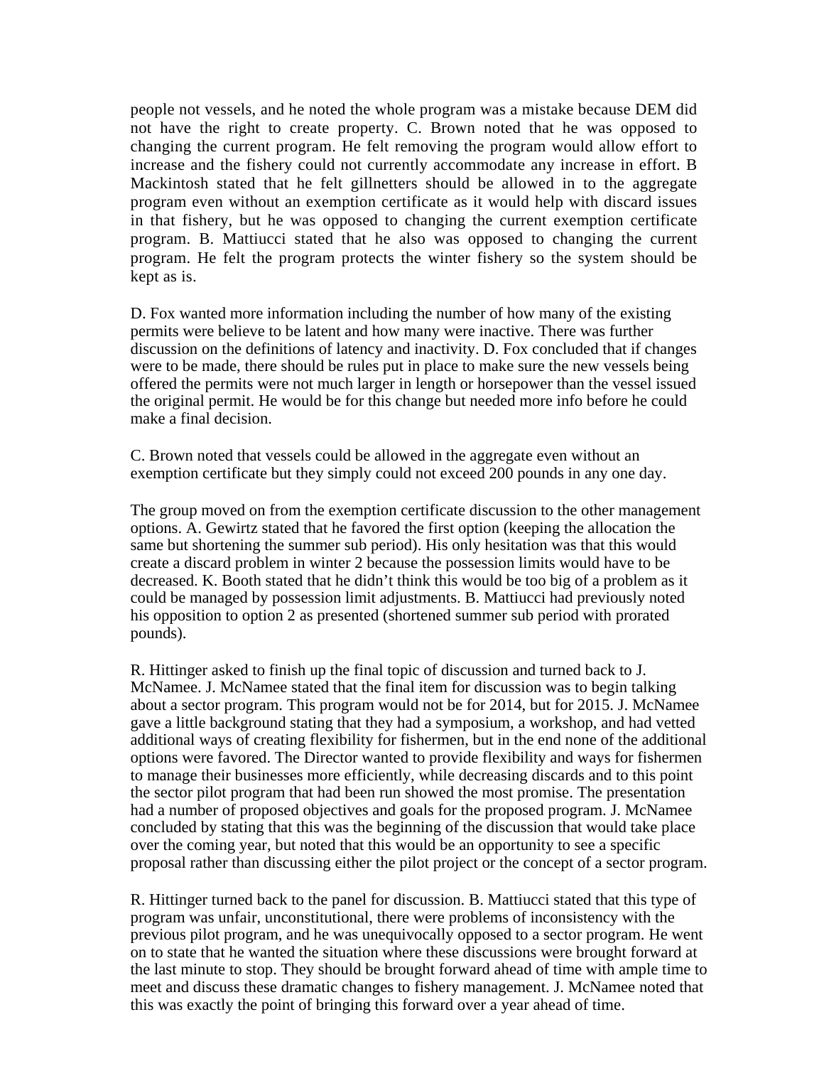people not vessels, and he noted the whole program was a mistake because DEM did not have the right to create property. C. Brown noted that he was opposed to changing the current program. He felt removing the program would allow effort to increase and the fishery could not currently accommodate any increase in effort. B Mackintosh stated that he felt gillnetters should be allowed in to the aggregate program even without an exemption certificate as it would help with discard issues in that fishery, but he was opposed to changing the current exemption certificate program. B. Mattiucci stated that he also was opposed to changing the current program. He felt the program protects the winter fishery so the system should be kept as is.

D. Fox wanted more information including the number of how many of the existing permits were believe to be latent and how many were inactive. There was further discussion on the definitions of latency and inactivity. D. Fox concluded that if changes were to be made, there should be rules put in place to make sure the new vessels being offered the permits were not much larger in length or horsepower than the vessel issued the original permit. He would be for this change but needed more info before he could make a final decision.

C. Brown noted that vessels could be allowed in the aggregate even without an exemption certificate but they simply could not exceed 200 pounds in any one day.

The group moved on from the exemption certificate discussion to the other management options. A. Gewirtz stated that he favored the first option (keeping the allocation the same but shortening the summer sub period). His only hesitation was that this would create a discard problem in winter 2 because the possession limits would have to be decreased. K. Booth stated that he didn't think this would be too big of a problem as it could be managed by possession limit adjustments. B. Mattiucci had previously noted his opposition to option 2 as presented (shortened summer sub period with prorated pounds).

R. Hittinger asked to finish up the final topic of discussion and turned back to J. McNamee. J. McNamee stated that the final item for discussion was to begin talking about a sector program. This program would not be for 2014, but for 2015. J. McNamee gave a little background stating that they had a symposium, a workshop, and had vetted additional ways of creating flexibility for fishermen, but in the end none of the additional options were favored. The Director wanted to provide flexibility and ways for fishermen to manage their businesses more efficiently, while decreasing discards and to this point the sector pilot program that had been run showed the most promise. The presentation had a number of proposed objectives and goals for the proposed program. J. McNamee concluded by stating that this was the beginning of the discussion that would take place over the coming year, but noted that this would be an opportunity to see a specific proposal rather than discussing either the pilot project or the concept of a sector program.

R. Hittinger turned back to the panel for discussion. B. Mattiucci stated that this type of program was unfair, unconstitutional, there were problems of inconsistency with the previous pilot program, and he was unequivocally opposed to a sector program. He went on to state that he wanted the situation where these discussions were brought forward at the last minute to stop. They should be brought forward ahead of time with ample time to meet and discuss these dramatic changes to fishery management. J. McNamee noted that this was exactly the point of bringing this forward over a year ahead of time.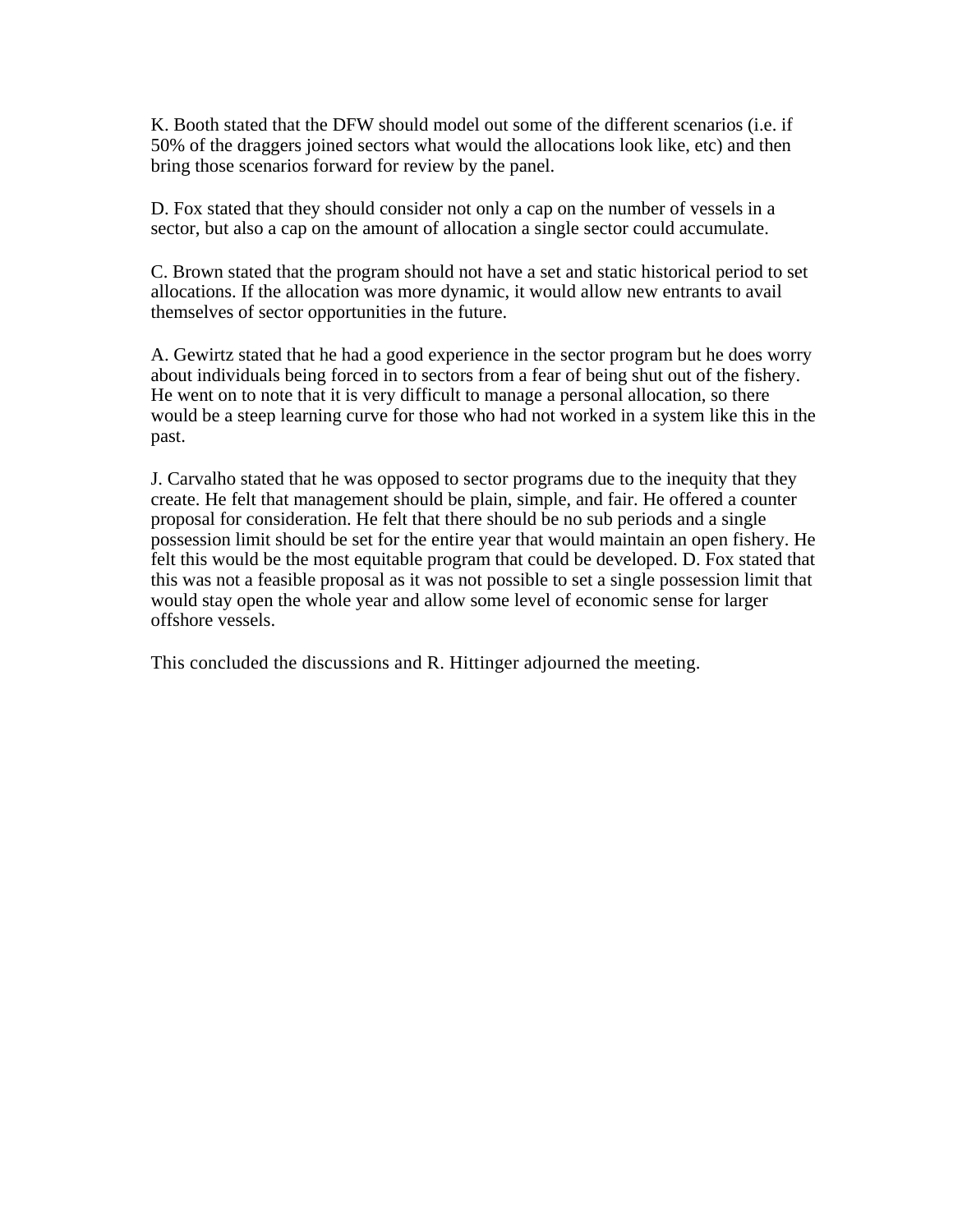K. Booth stated that the DFW should model out some of the different scenarios (i.e. if 50% of the draggers joined sectors what would the allocations look like, etc) and then bring those scenarios forward for review by the panel.

D. Fox stated that they should consider not only a cap on the number of vessels in a sector, but also a cap on the amount of allocation a single sector could accumulate.

C. Brown stated that the program should not have a set and static historical period to set allocations. If the allocation was more dynamic, it would allow new entrants to avail themselves of sector opportunities in the future.

A. Gewirtz stated that he had a good experience in the sector program but he does worry about individuals being forced in to sectors from a fear of being shut out of the fishery. He went on to note that it is very difficult to manage a personal allocation, so there would be a steep learning curve for those who had not worked in a system like this in the past.

J. Carvalho stated that he was opposed to sector programs due to the inequity that they create. He felt that management should be plain, simple, and fair. He offered a counter proposal for consideration. He felt that there should be no sub periods and a single possession limit should be set for the entire year that would maintain an open fishery. He felt this would be the most equitable program that could be developed. D. Fox stated that this was not a feasible proposal as it was not possible to set a single possession limit that would stay open the whole year and allow some level of economic sense for larger offshore vessels.

This concluded the discussions and R. Hittinger adjourned the meeting.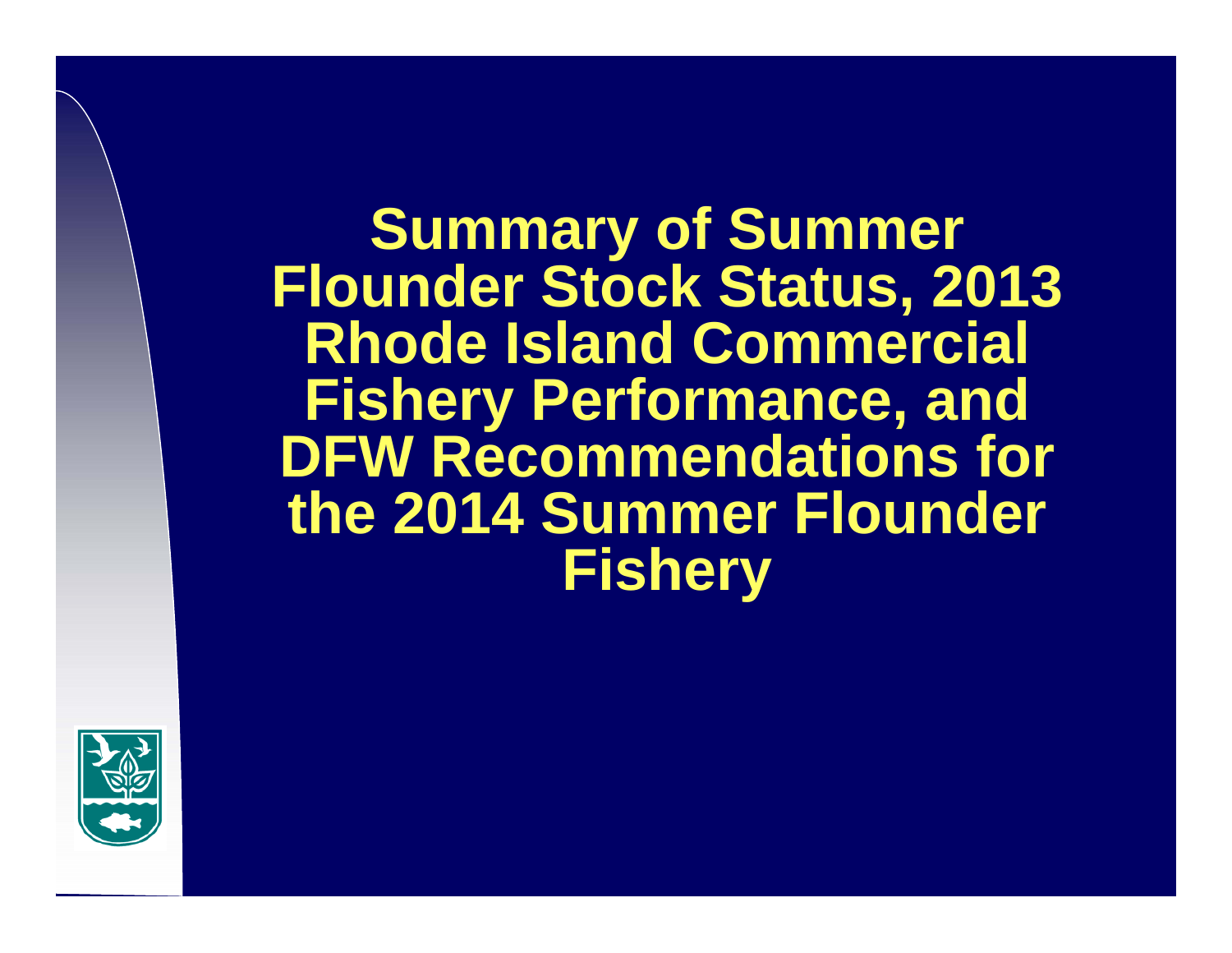# Summary of Summer Flounder Stock Status, 2013 Rhode Island Commercial Fishery Performance, and DFW Recommendations for the 2014 Summer Flounder Fishery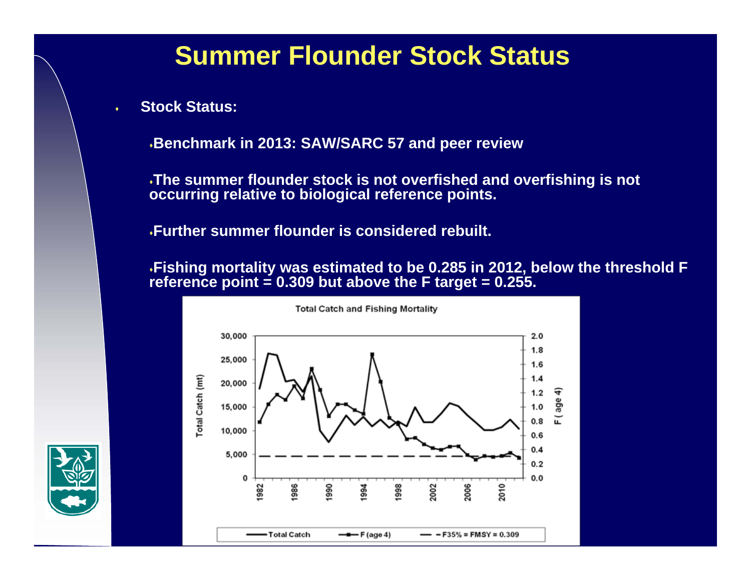# Summer Flounder Stock Status

- **Stock Status:**
  - **Benchmark in 2013: SAW/SARC 57 and peer review**
  - **The summer flounder stock is not overfished and overfishing is not occurring relative to biological reference points.**
  - **Further summer flounder is considered rebuilt.**
  - **Fishing mortality was estimated to be 0.285 in 2012, below the threshold F reference point = 0.309 but above the F target = 0.255.**

Total Catch and Fishing Mortality

Total Catch — F (age 4) — F35% = FMSY = 0.309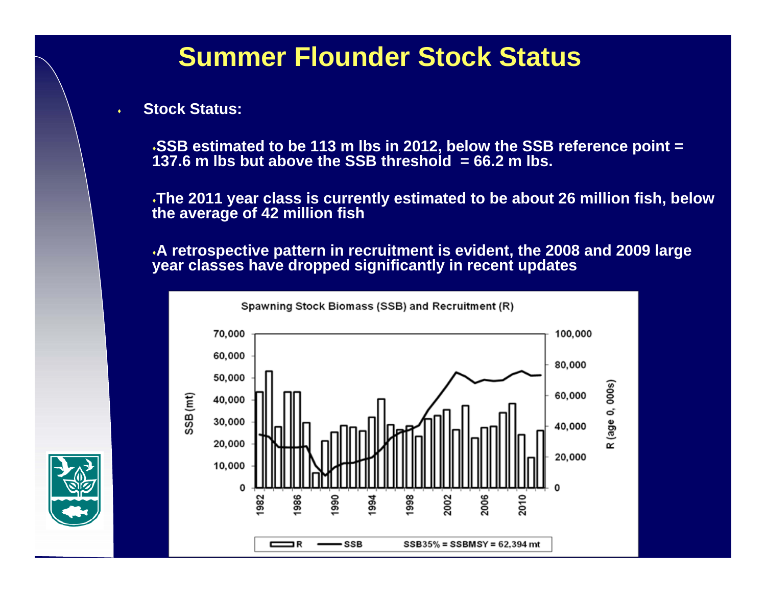# Summer Flounder Stock Status

- **Stock Status:**
  - **SSB estimated to be 113 m lbs in 2012, below the SSB reference point = 137.6 m lbs but above the SSB threshold = 66.2 m lbs.**
  - **The 2011 year class is currently estimated to be about 26 million fish, below the average of 42 million fish**
  - **A retrospective pattern in recruitment is evident, the 2008 and 2009 large year classes have dropped significantly in recent updates**

Spawning Stock Biomass (SSB) and Recruitment (R)

SSB (mt)

70,000
60,000
50,000
40,000
30,000
20,000
10,000
0

R (age 0, 000s)

100,000
80,000
60,000
40,000
20,000
0

1982
1986
1990
1994
1998
2002
2006
2010

R — SSB SSB35% = SSBMSY = 62,394 mt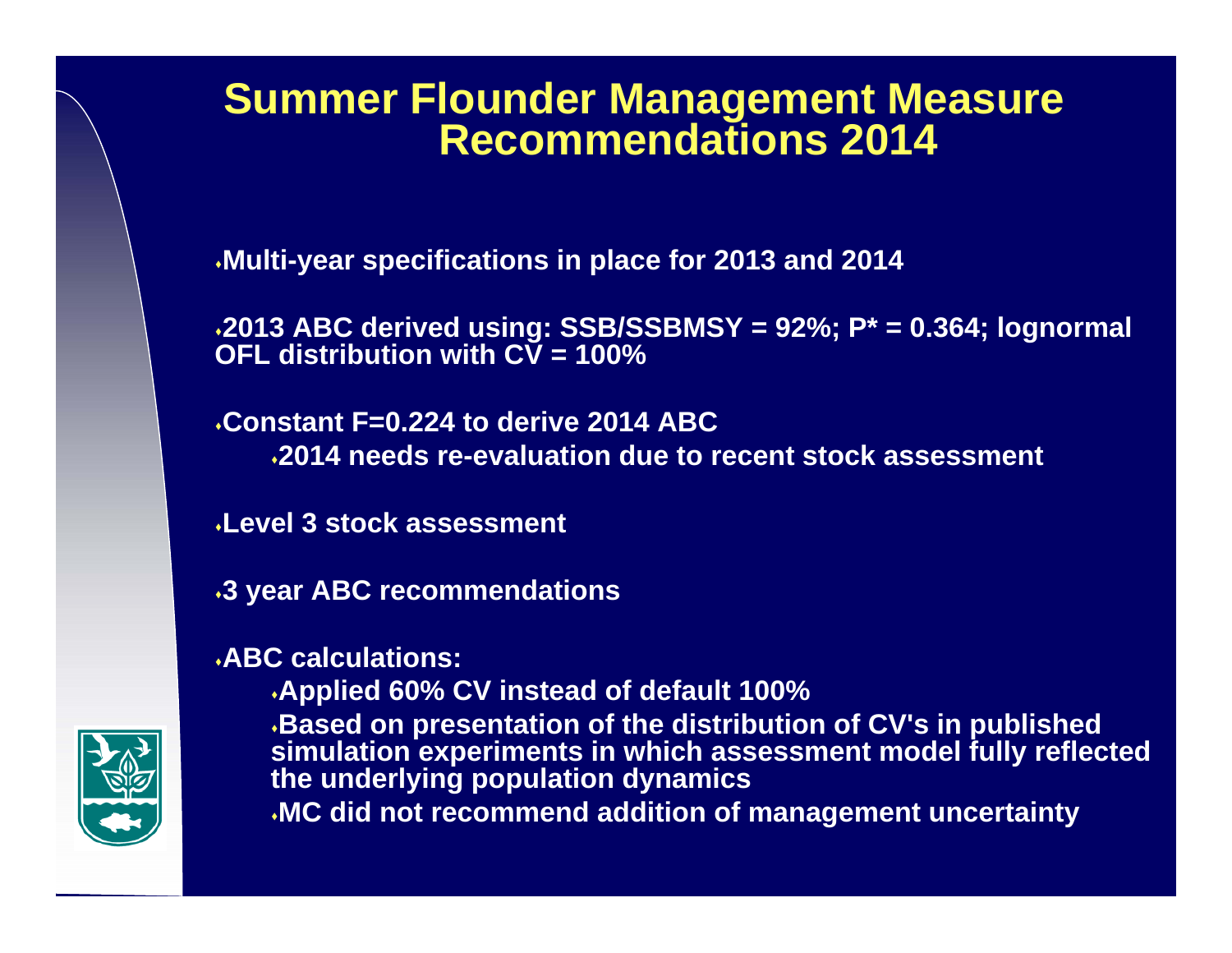# Summer Flounder Management Measure Recommendations 2014

- Multi-year specifications in place for 2013 and 2014
- 2013 ABC derived using: SSB/SSBMSY = 92%; P* = 0.364; lognormal OFL distribution with CV = 100%
- Constant F=0.224 to derive 2014 ABC
  - 2014 needs re-evaluation due to recent stock assessment
- Level 3 stock assessment
- 3 year ABC recommendations
- ABC calculations:
  - Applied 60% CV instead of default 100%
  - Based on presentation of the distribution of CV's in published simulation experiments in which assessment model fully reflected the underlying population dynamics
  - MC did not recommend addition of management uncertainty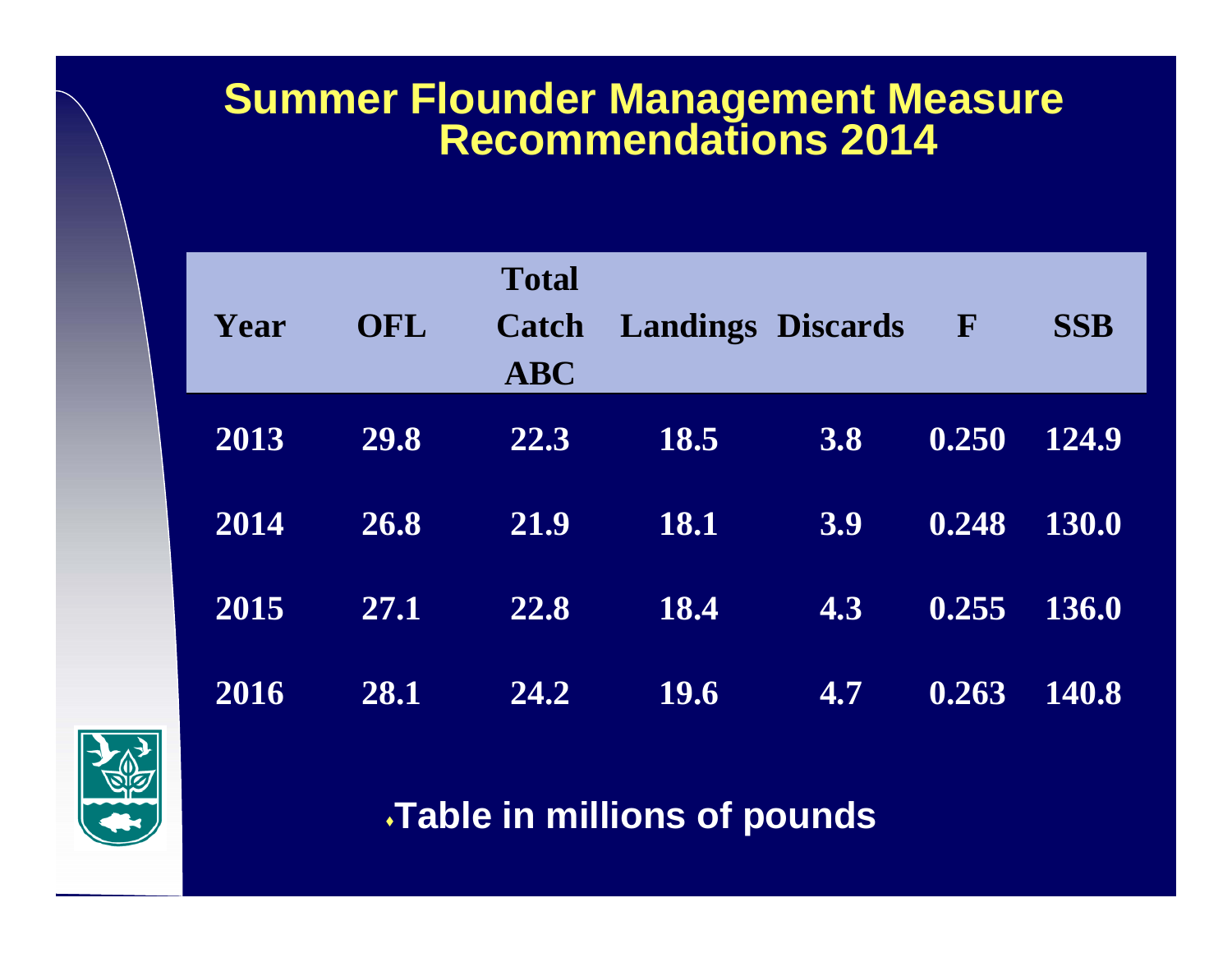# Summer Flounder Management Measure Recommendations 2014

| Year | OFL | Total Catch ABC | Landings | Discards | F | SSB |
|---|---|---|---|---|---|---|
| 2013 | 29.8 | 22.3 | 18.5 | 3.8 | 0.250 | 124.9 |
| 2014 | 26.8 | 21.9 | 18.1 | 3.9 | 0.248 | 130.0 |
| 2015 | 27.1 | 22.8 | 18.4 | 4.3 | 0.255 | 136.0 |
| 2016 | 28.1 | 24.2 | 19.6 | 4.7 | 0.263 | 140.8 |

- **Table in millions of pounds**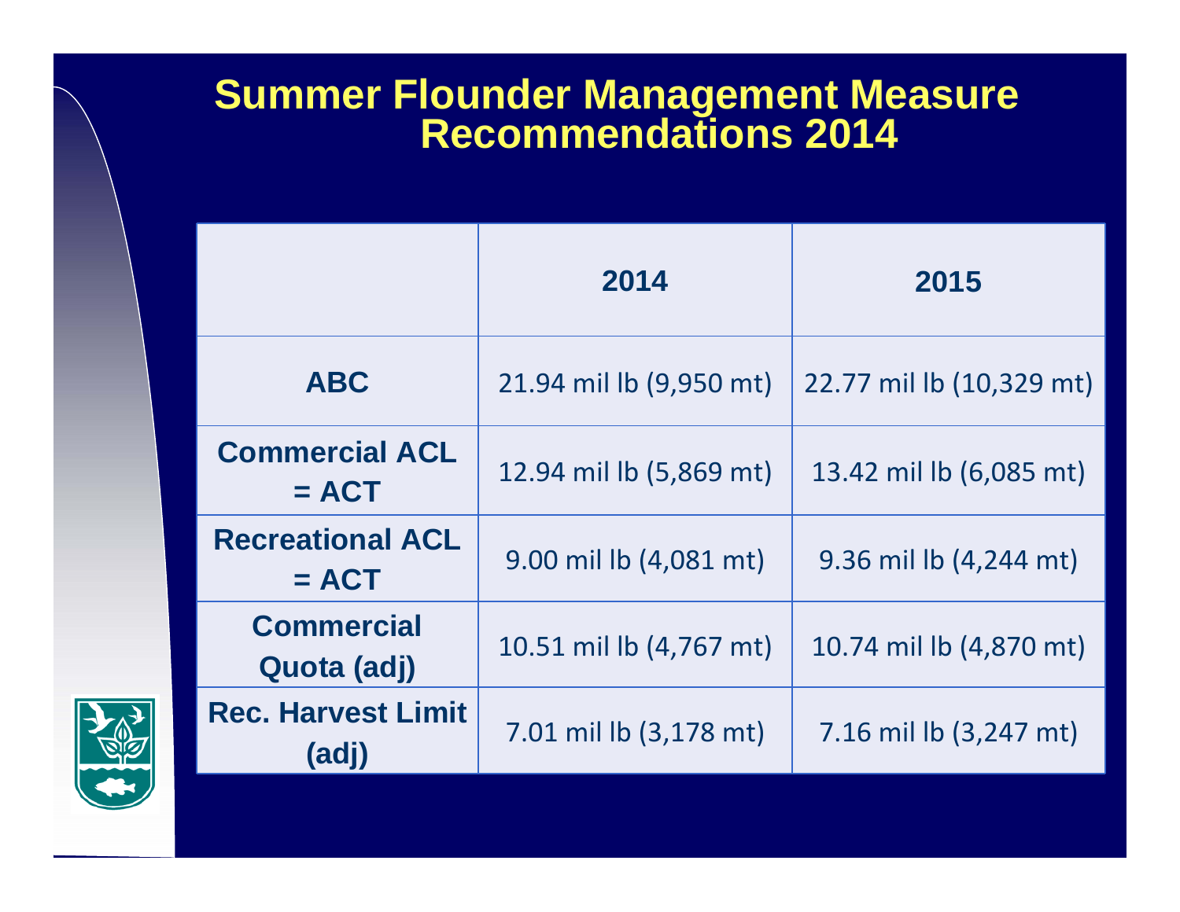# Summer Flounder Management Measure Recommendations 2014

| | 2014 | 2015 |
|---|---|---|
| **ABC** | 21.94 mil lb (9,950 mt) | 22.77 mil lb (10,329 mt) |
| **Commercial ACL = ACT** | 12.94 mil lb (5,869 mt) | 13.42 mil lb (6,085 mt) |
| **Recreational ACL = ACT** | 9.00 mil lb (4,081 mt) | 9.36 mil lb (4,244 mt) |
| **Commercial Quota (adj)** | 10.51 mil lb (4,767 mt) | 10.74 mil lb (4,870 mt) |
| **Rec. Harvest Limit (adj)** | 7.01 mil lb (3,178 mt) | 7.16 mil lb (3,247 mt) |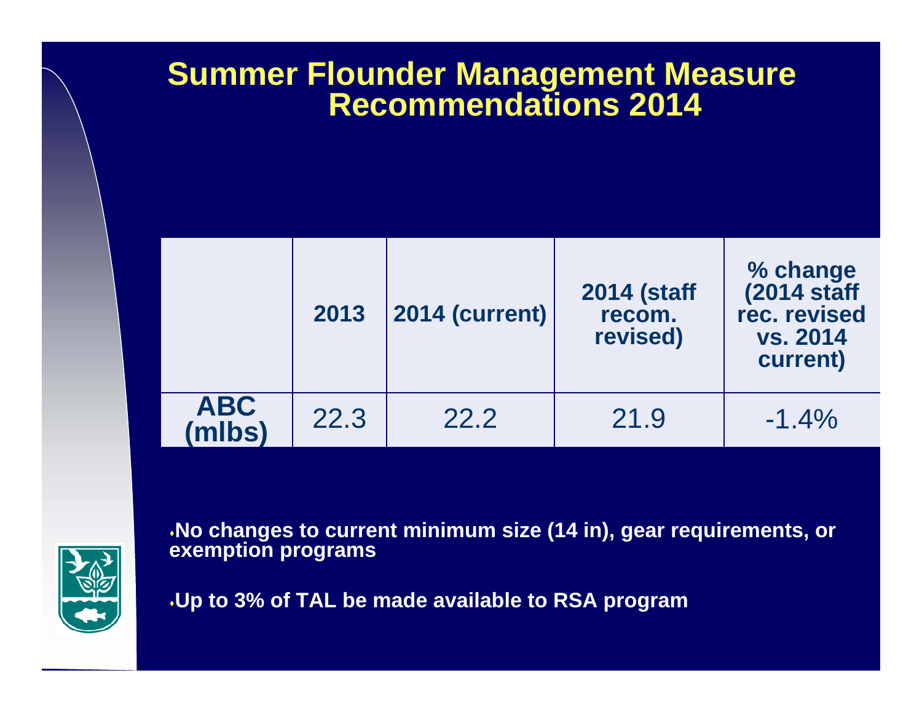# Summer Flounder Management Measure Recommendations 2014

| | 2013 | 2014 (current) | 2014 (staff recom. revised) | % change (2014 staff rec. revised vs. 2014 current) |
|---|---|---|---|---|
| ABC (mlbs) | 22.3 | 22.2 | 21.9 | -1.4% |

- No changes to current minimum size (14 in), gear requirements, or exemption programs
- Up to 3% of TAL be made available to RSA program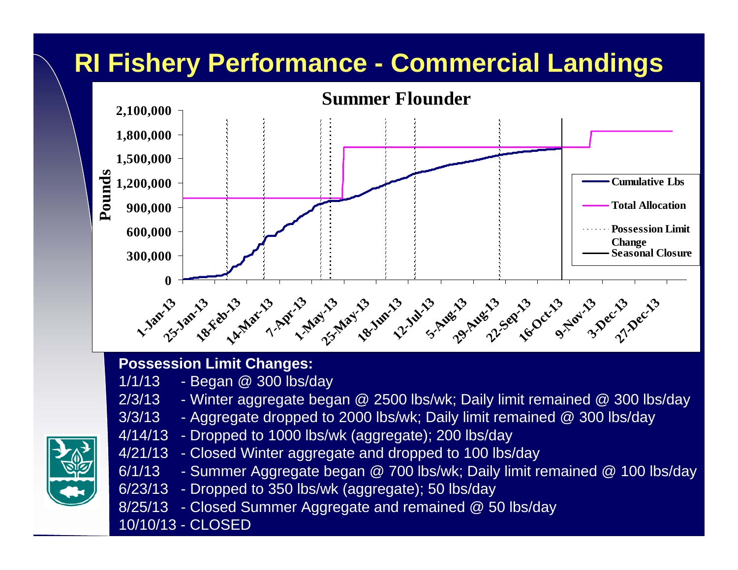# RI Fishery Performance - Commercial Landings

Summer Flounder

2,100,000
1,800,000
1,500,000
1,200,000
900,000
600,000
300,000
0

Pounds

1-Jan-13
25-Jan-13
18-Feb-13
14-Mar-13
7-Apr-13
1-May-13
25-May-13
18-Jun-13
12-Jul-13
5-Aug-13
29-Aug-13
22-Sep-13
16-Oct-13
9-Nov-13
3-Dec-13
27-Dec-13

Cumulative Lbs
Total Allocation
Possession Limit Change
Seasonal Closure

**Possession Limit Changes:**

1/1/13 - Began @ 300 lbs/day
2/3/13 - Winter aggregate began @ 2500 lbs/wk; Daily limit remained @ 300 lbs/day
3/3/13 - Aggregate dropped to 2000 lbs/wk; Daily limit remained @ 300 lbs/day
4/14/13 - Dropped to 1000 lbs/wk (aggregate); 200 lbs/day
4/21/13 - Closed Winter aggregate and dropped to 100 lbs/day
6/1/13 - Summer Aggregate began @ 700 lbs/wk; Daily limit remained @ 100 lbs/day
6/23/13 - Dropped to 350 lbs/wk (aggregate); 50 lbs/day
8/25/13 - Closed Summer Aggregate and remained @ 50 lbs/day
10/10/13 - CLOSED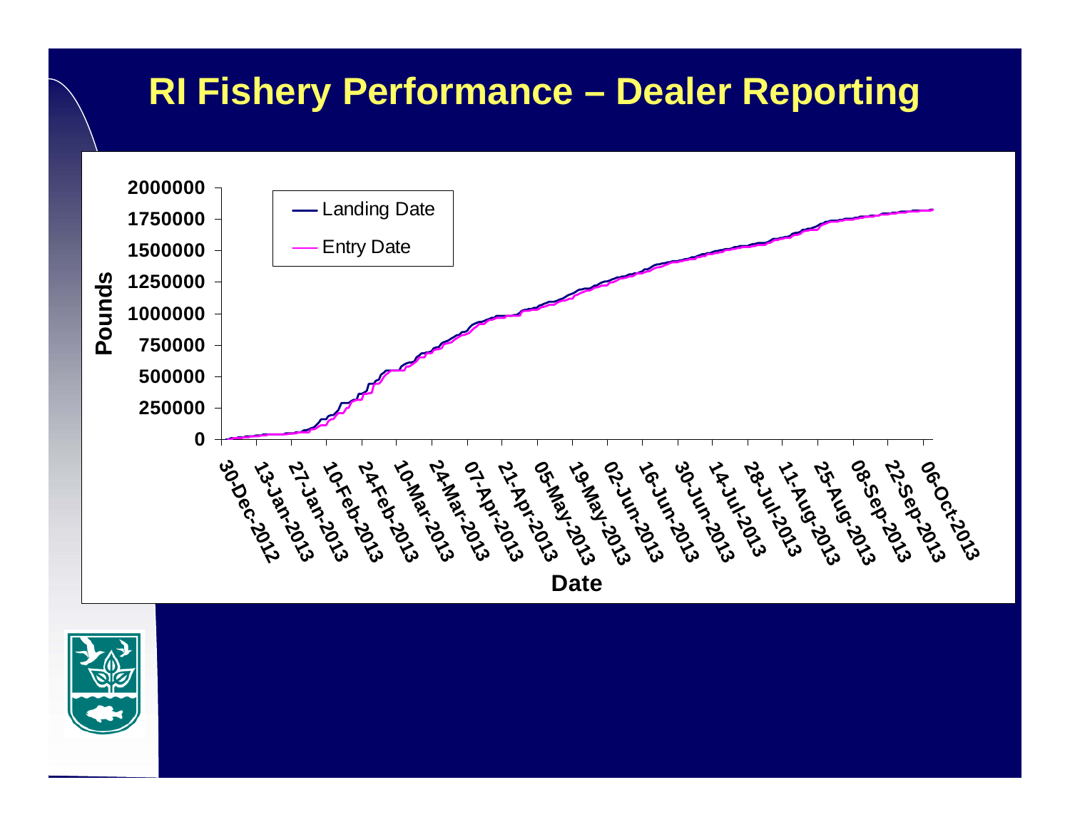# RI Fishery Performance – Dealer Reporting

Pounds

2000000
1750000
1500000
1250000
1000000
750000
500000
250000
0

Landing Date
Entry Date

30-Dec-2012
13-Jan-2013
27-Jan-2013
10-Feb-2013
24-Feb-2013
10-Mar-2013
24-Mar-2013
07-Apr-2013
21-Apr-2013
05-May-2013
19-May-2013
02-Jun-2013
16-Jun-2013
30-Jun-2013
14-Jul-2013
28-Jul-2013
11-Aug-2013
25-Aug-2013
08-Sep-2013
22-Sep-2013
06-Oct-2013

Date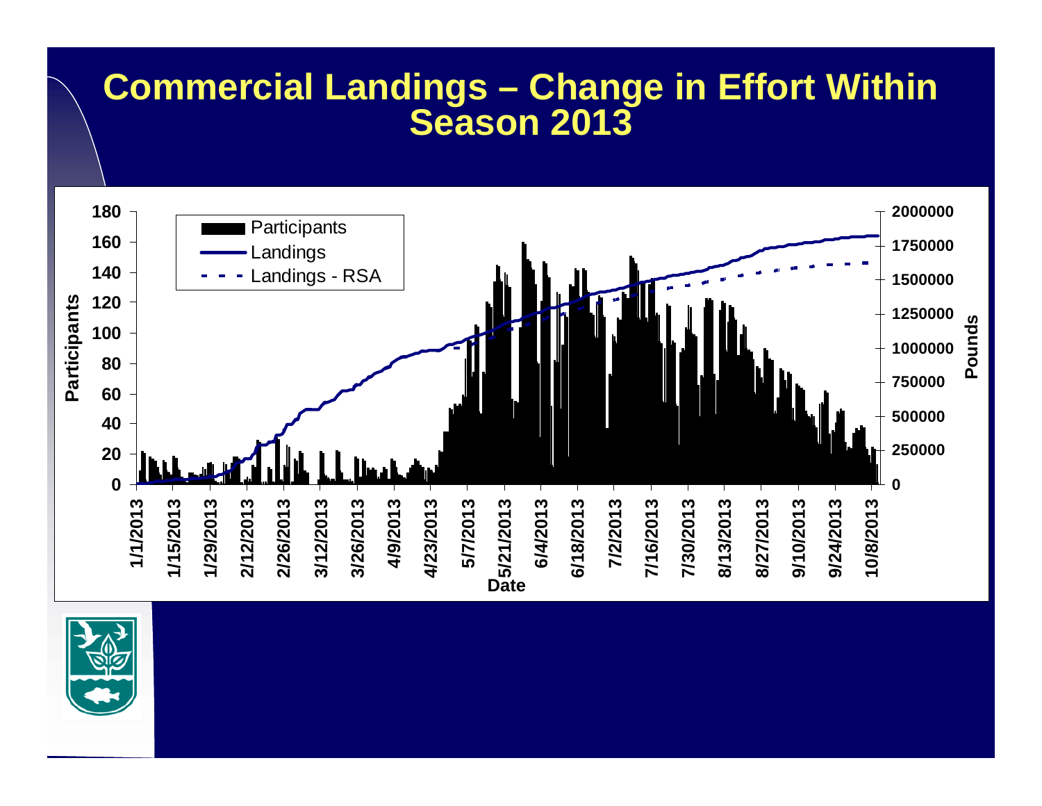# Commercial Landings – Change in Effort Within Season 2013

Participants

Landings

Landings - RSA

180
160
140
120
100
80
60
40
20
0

2000000
1750000
1500000
1250000
1000000
750000
500000
250000
0

Participants

Pounds

1/1/2013
1/15/2013
1/29/2013
2/12/2013
2/26/2013
3/12/2013
3/26/2013
4/9/2013
4/23/2013
5/7/2013
5/21/2013
6/4/2013
6/18/2013
7/2/2013
7/16/2013
7/30/2013
8/13/2013
8/27/2013
9/10/2013
9/24/2013
10/8/2013

Date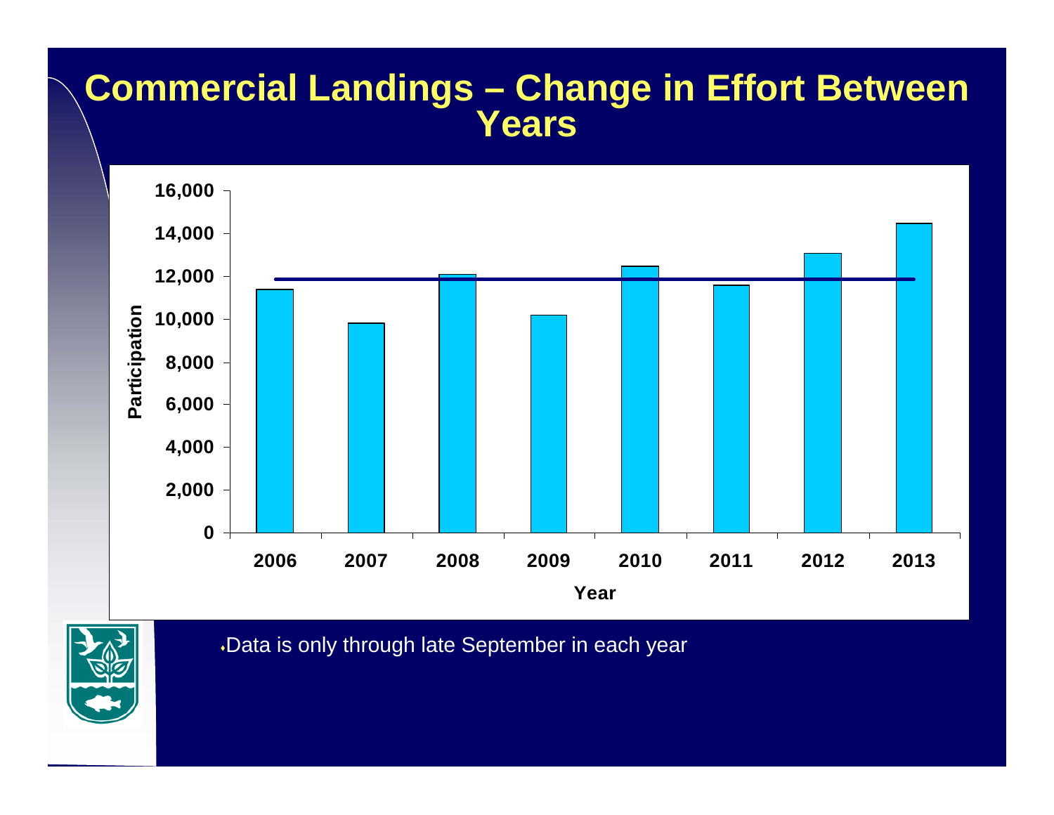# Commercial Landings – Change in Effort Between Years

16,000
14,000
12,000
10,000
8,000
6,000
4,000
2,000
0

Participation

2006 2007 2008 2009 2010 2011 2012 2013

Year

- Data is only through late September in each year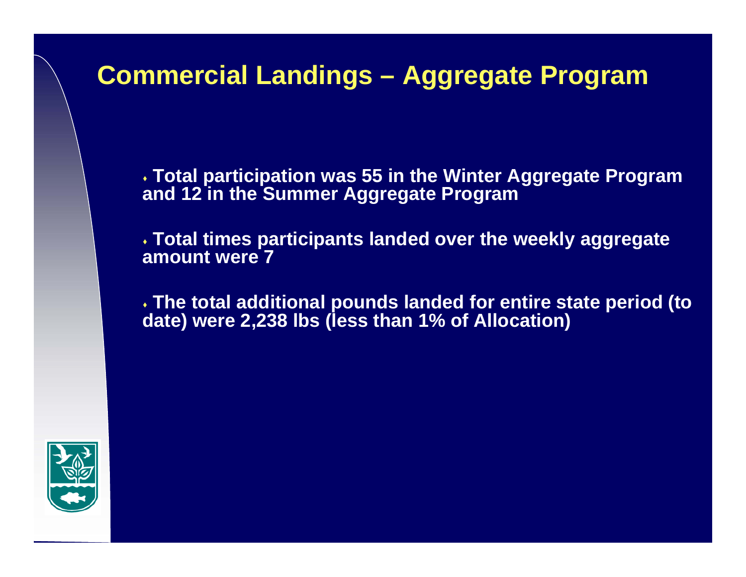# Commercial Landings – Aggregate Program

- Total participation was 55 in the Winter Aggregate Program and 12 in the Summer Aggregate Program
- Total times participants landed over the weekly aggregate amount were 7
- The total additional pounds landed for entire state period (to date) were 2,238 lbs (less than 1% of Allocation)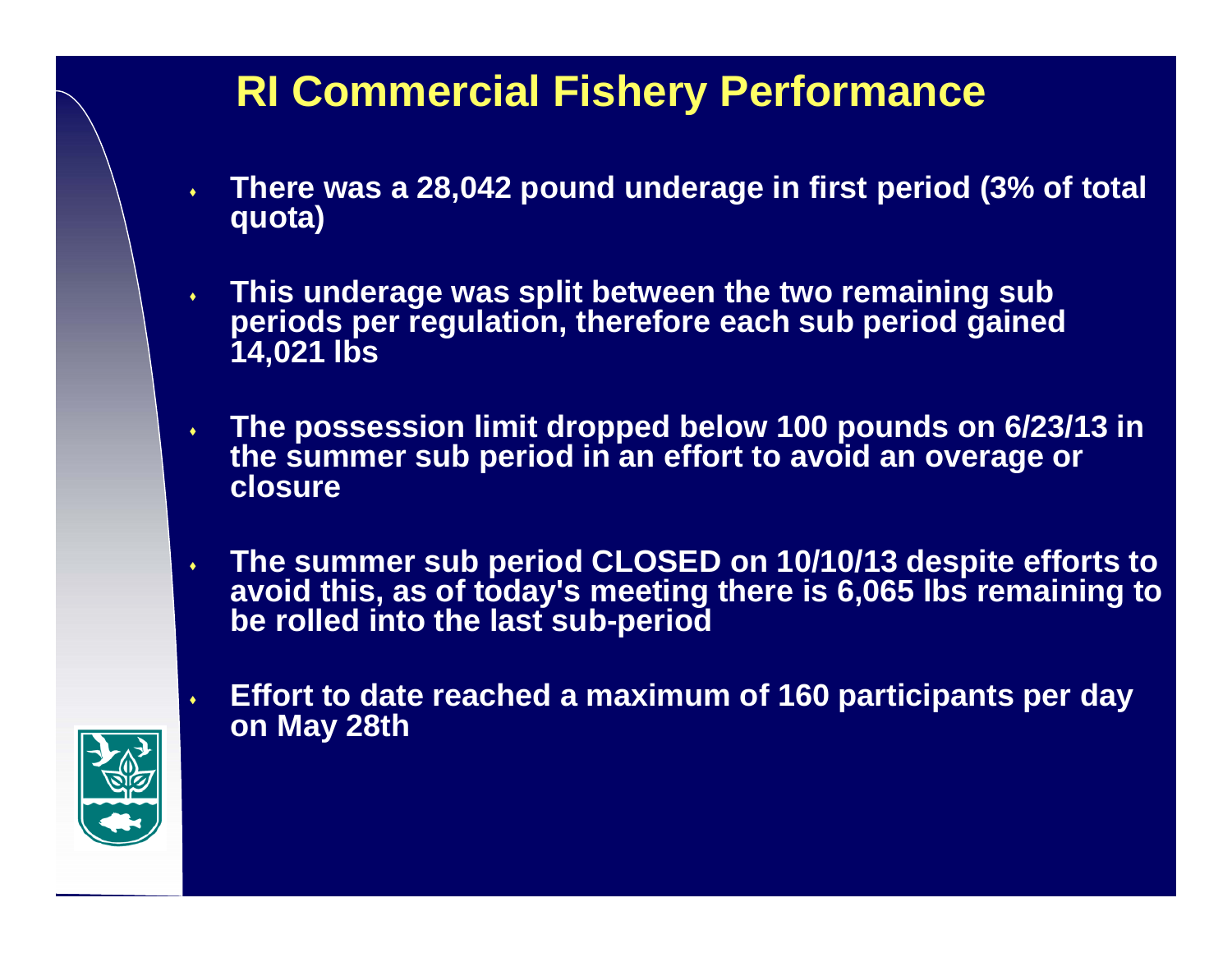# RI Commercial Fishery Performance

- There was a 28,042 pound underage in first period (3% of total quota)
- This underage was split between the two remaining sub periods per regulation, therefore each sub period gained 14,021 lbs
- The possession limit dropped below 100 pounds on 6/23/13 in the summer sub period in an effort to avoid an overage or closure
- The summer sub period CLOSED on 10/10/13 despite efforts to avoid this, as of today's meeting there is 6,065 lbs remaining to be rolled into the last sub-period
- Effort to date reached a maximum of 160 participants per day on May 28th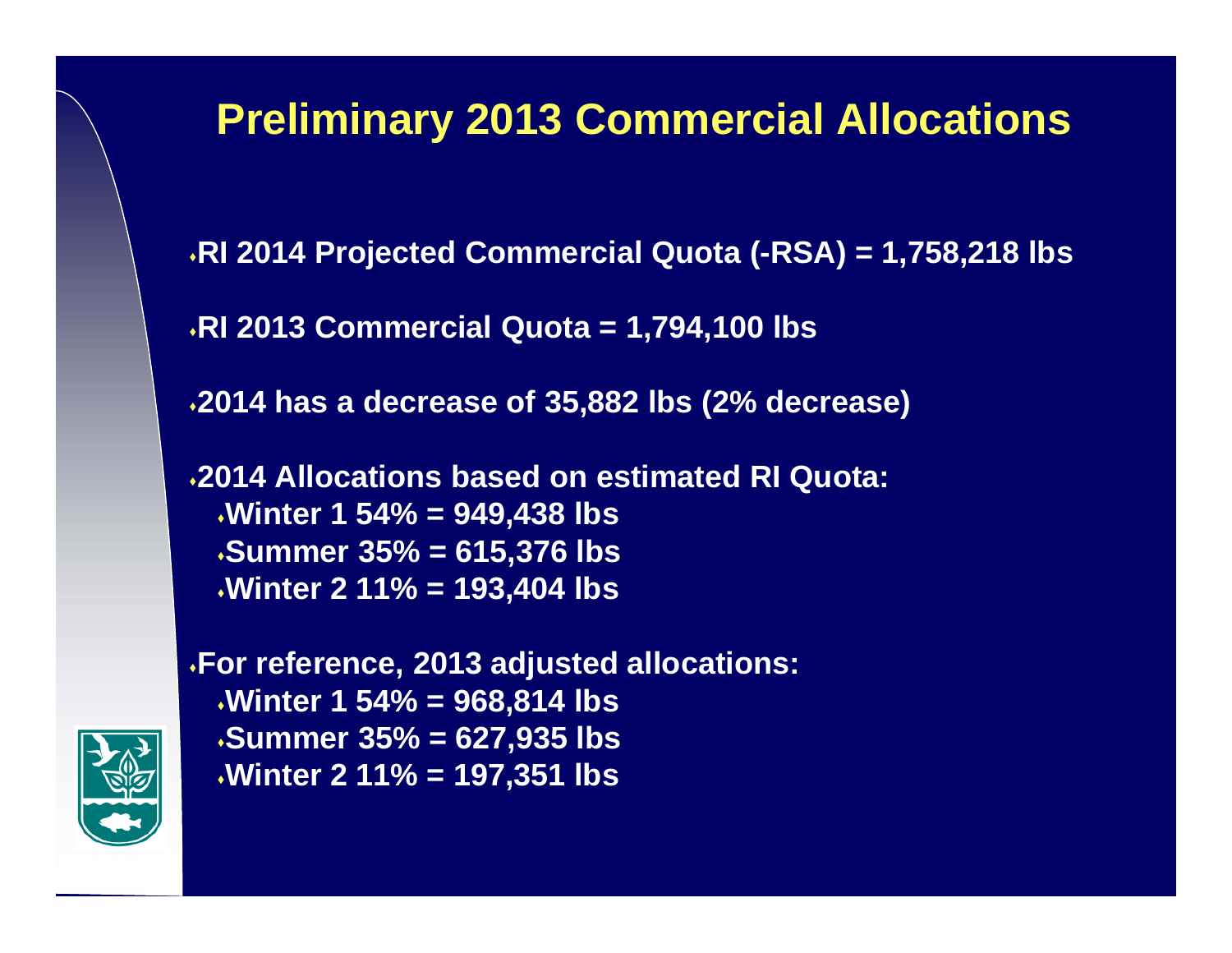# Preliminary 2013 Commercial Allocations

- RI 2014 Projected Commercial Quota (-RSA) = 1,758,218 lbs
- RI 2013 Commercial Quota = 1,794,100 lbs
- 2014 has a decrease of 35,882 lbs (2% decrease)
- 2014 Allocations based on estimated RI Quota:
  - Winter 1 54% = 949,438 lbs
  - Summer 35% = 615,376 lbs
  - Winter 2 11% = 193,404 lbs
- For reference, 2013 adjusted allocations:
  - Winter 1 54% = 968,814 lbs
  - Summer 35% = 627,935 lbs
  - Winter 2 11% = 197,351 lbs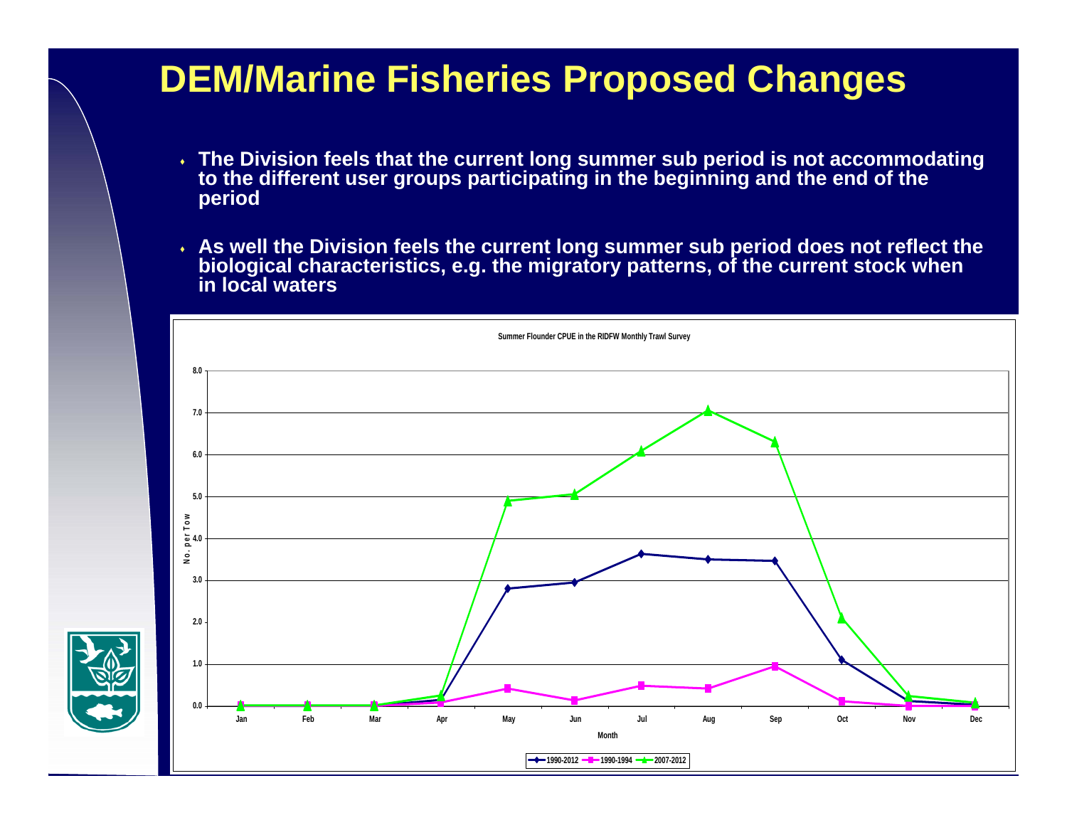# DEM/Marine Fisheries Proposed Changes

- The Division feels that the current long summer sub period is not accommodating to the different user groups participating in the beginning and the end of the period
- As well the Division feels the current long summer sub period does not reflect the biological characteristics, e.g. the migratory patterns, of the current stock when in local waters

Summer Flounder CPUE in the RIDFW Monthly Trawl Survey

No. per Tow

8.0
7.0
6.0
5.0
4.0
3.0
2.0
1.0
0.0

Jan Feb Mar Apr May Jun Jul Aug Sep Oct Nov Dec

Month

1990-2012 1990-1994 2007-2012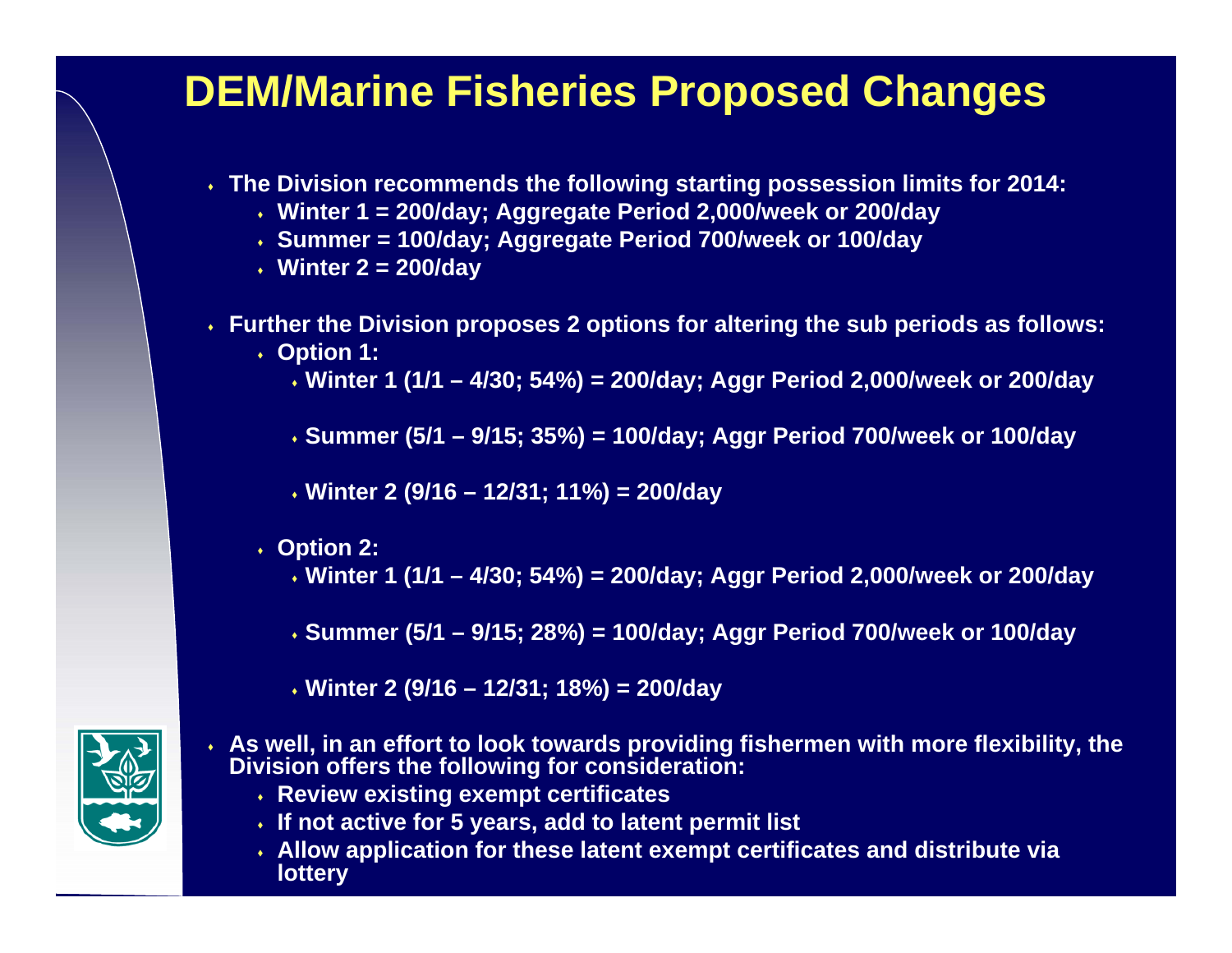# DEM/Marine Fisheries Proposed Changes

- **The Division recommends the following starting possession limits for 2014:**
  - **Winter 1 = 200/day; Aggregate Period 2,000/week or 200/day**
  - **Summer = 100/day; Aggregate Period 700/week or 100/day**
  - **Winter 2 = 200/day**

- **Further the Division proposes 2 options for altering the sub periods as follows:**
  - **Option 1:**
    - **Winter 1 (1/1 – 4/30; 54%) = 200/day; Aggr Period 2,000/week or 200/day**
    - **Summer (5/1 – 9/15; 35%) = 100/day; Aggr Period 700/week or 100/day**
    - **Winter 2 (9/16 – 12/31; 11%) = 200/day**
  - **Option 2:**
    - **Winter 1 (1/1 – 4/30; 54%) = 200/day; Aggr Period 2,000/week or 200/day**
    - **Summer (5/1 – 9/15; 28%) = 100/day; Aggr Period 700/week or 100/day**
    - **Winter 2 (9/16 – 12/31; 18%) = 200/day**

- **As well, in an effort to look towards providing fishermen with more flexibility, the Division offers the following for consideration:**
  - **Review existing exempt certificates**
  - **If not active for 5 years, add to latent permit list**
  - **Allow application for these latent exempt certificates and distribute via lottery**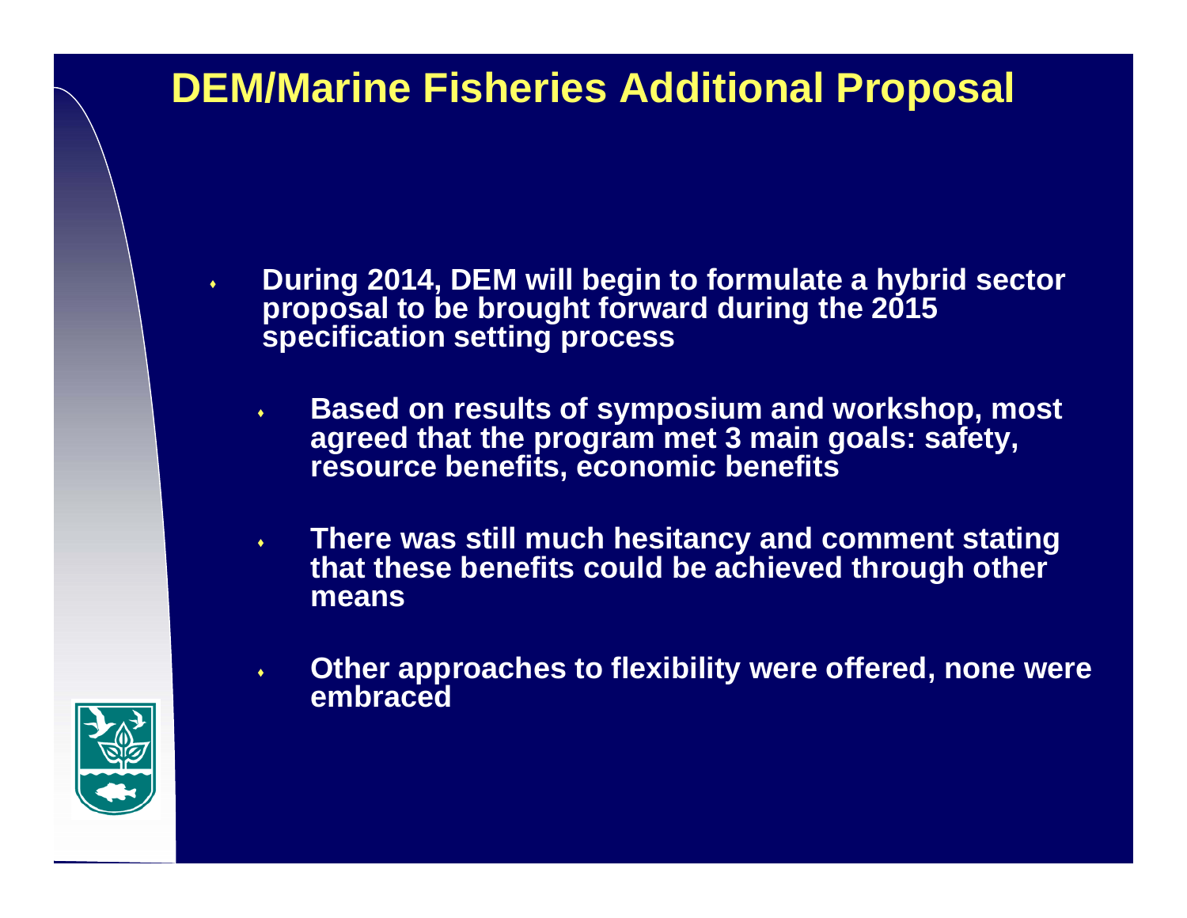# DEM/Marine Fisheries Additional Proposal

- During 2014, DEM will begin to formulate a hybrid sector proposal to be brought forward during the 2015 specification setting process
  - Based on results of symposium and workshop, most agreed that the program met 3 main goals: safety, resource benefits, economic benefits
  - There was still much hesitancy and comment stating that these benefits could be achieved through other means
  - Other approaches to flexibility were offered, none were embraced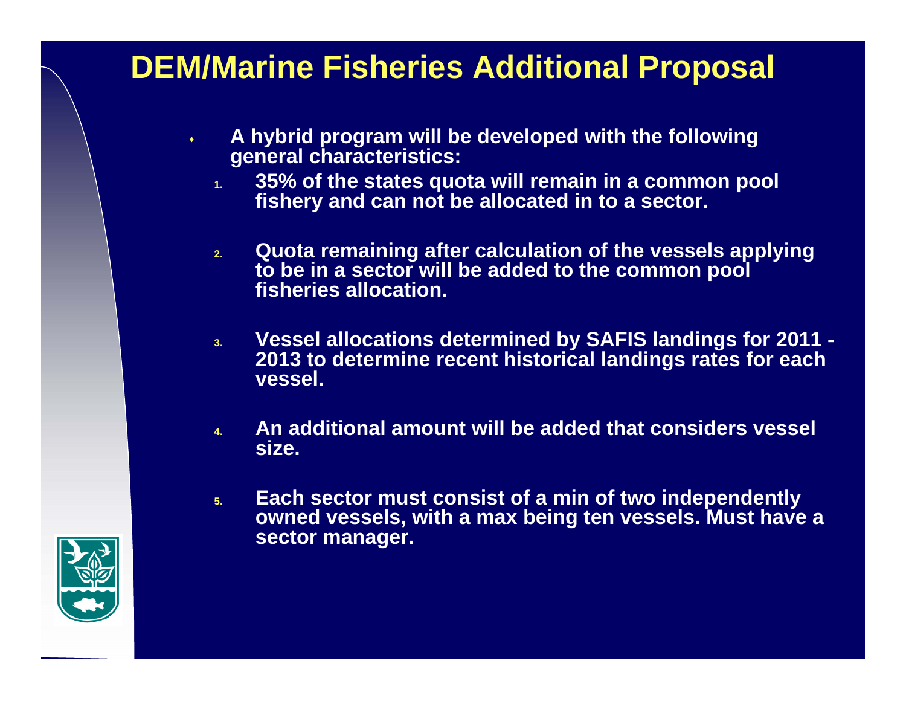# DEM/Marine Fisheries Additional Proposal

- A hybrid program will be developed with the following general characteristics:
  1. 35% of the states quota will remain in a common pool fishery and can not be allocated in to a sector.
  2. Quota remaining after calculation of the vessels applying to be in a sector will be added to the common pool fisheries allocation.
  3. Vessel allocations determined by SAFIS landings for 2011 - 2013 to determine recent historical landings rates for each vessel.
  4. An additional amount will be added that considers vessel size.
  5. Each sector must consist of a min of two independently owned vessels, with a max being ten vessels. Must have a sector manager.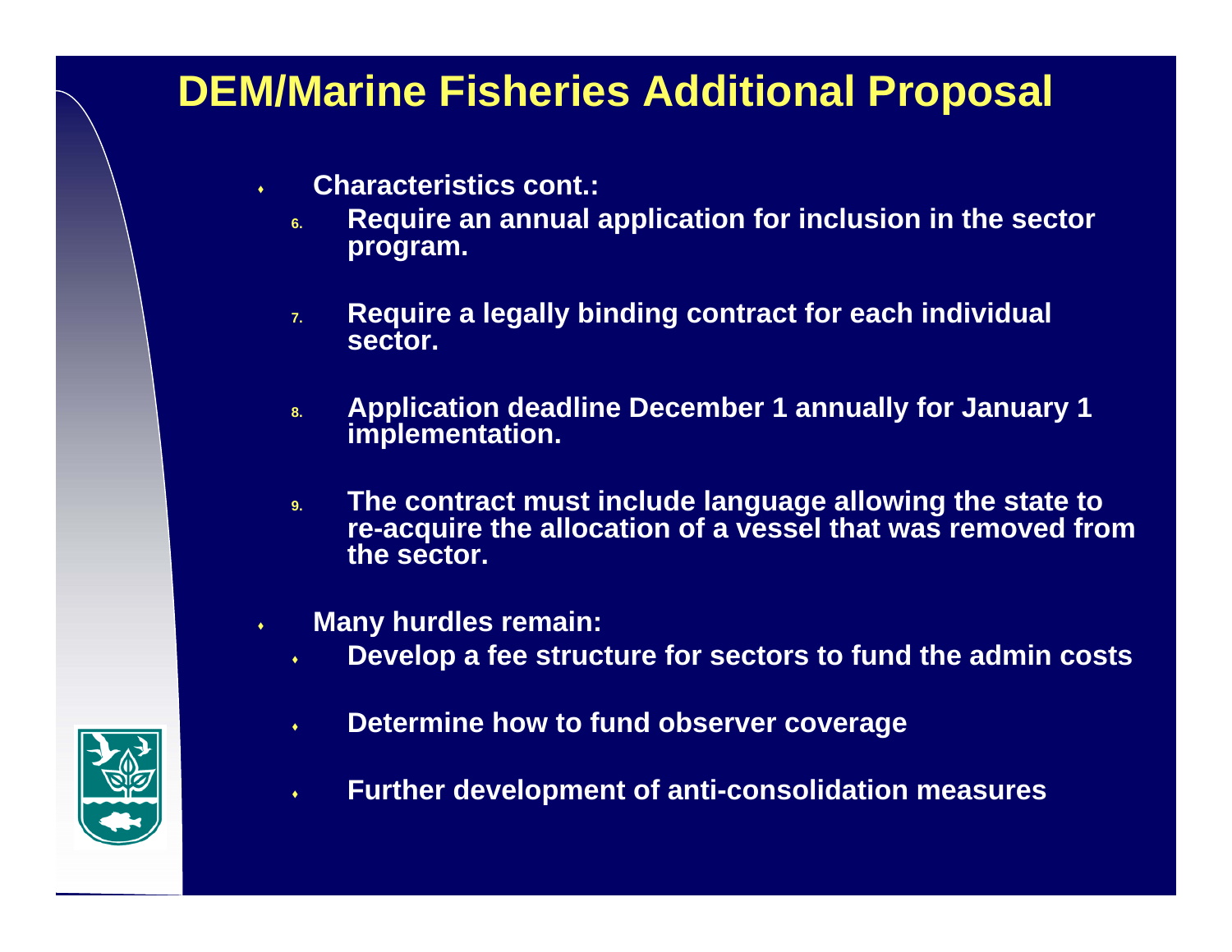# DEM/Marine Fisheries Additional Proposal

- **Characteristics cont.:**
  6. **Require an annual application for inclusion in the sector program.**
  7. **Require a legally binding contract for each individual sector.**
  8. **Application deadline December 1 annually for January 1 implementation.**
  9. **The contract must include language allowing the state to re-acquire the allocation of a vessel that was removed from the sector.**
- **Many hurdles remain:**
  - **Develop a fee structure for sectors to fund the admin costs**
  - **Determine how to fund observer coverage**
  - **Further development of anti-consolidation measures**